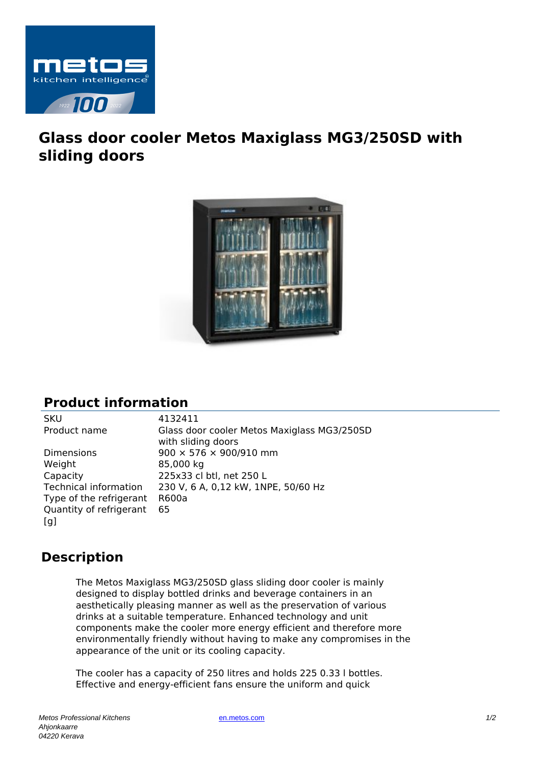# Glass door cooler Metos Maxiglass MG3/250SD with sliding doors

## Product information

| | |
|---|---|
| SKU | 4132411 |
| Product name | Glass door cooler Metos Maxiglass MG3/250SD with sliding doors |
| Dimensions | 900 × 576 × 900/910 mm |
| Weight | 85,000 kg |
| Capacity | 225x33 cl btl, net 250 L |
| Technical information | 230 V, 6 A, 0,12 kW, 1NPE, 50/60 Hz |
| Type of the refrigerant | R600a |
| Quantity of refrigerant [g] | 65 |

## Description

The Metos Maxiglass MG3/250SD glass sliding door cooler is mainly designed to display bottled drinks and beverage containers in an aesthetically pleasing manner as well as the preservation of various drinks at a suitable temperature. Enhanced technology and unit components make the cooler more energy efficient and therefore more environmentally friendly without having to make any compromises in the appearance of the unit or its cooling capacity.

The cooler has a capacity of 250 litres and holds 225 0.33 l bottles. Effective and energy-efficient fans ensure the uniform and quick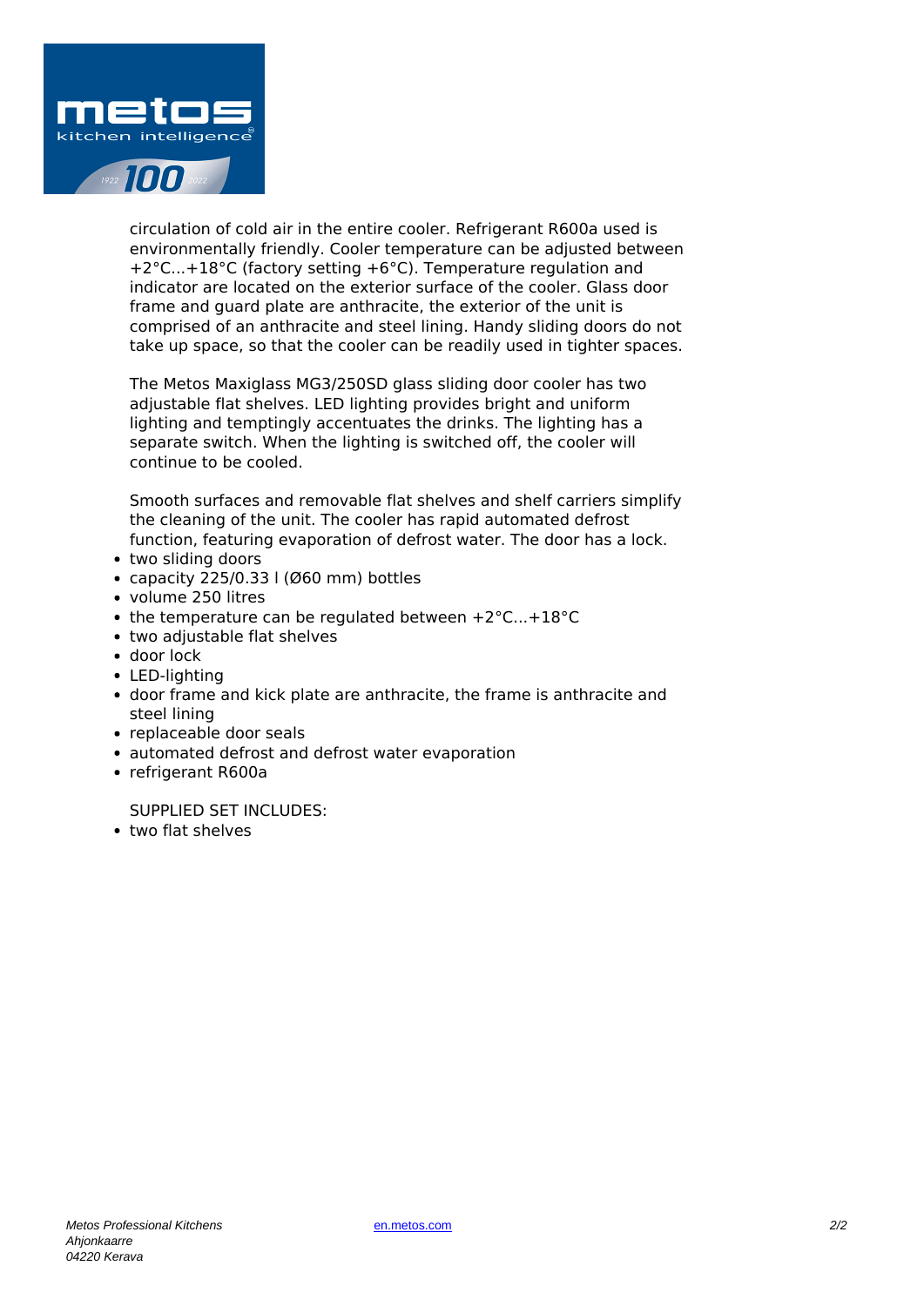circulation of cold air in the entire cooler. Refrigerant R600a used is environmentally friendly. Cooler temperature can be adjusted between +2°C...+18°C (factory setting +6°C). Temperature regulation and indicator are located on the exterior surface of the cooler. Glass door frame and guard plate are anthracite, the exterior of the unit is comprised of an anthracite and steel lining. Handy sliding doors do not take up space, so that the cooler can be readily used in tighter spaces.

The Metos Maxiglass MG3/250SD glass sliding door cooler has two adjustable flat shelves. LED lighting provides bright and uniform lighting and temptingly accentuates the drinks. The lighting has a separate switch. When the lighting is switched off, the cooler will continue to be cooled.

Smooth surfaces and removable flat shelves and shelf carriers simplify the cleaning of the unit. The cooler has rapid automated defrost function, featuring evaporation of defrost water. The door has a lock.

- two sliding doors
- capacity 225/0.33 l (Ø60 mm) bottles
- volume 250 litres
- the temperature can be regulated between +2°C...+18°C
- two adjustable flat shelves
- door lock
- LED-lighting
- door frame and kick plate are anthracite, the frame is anthracite and steel lining
- replaceable door seals
- automated defrost and defrost water evaporation
- refrigerant R600a

SUPPLIED SET INCLUDES:

- two flat shelves